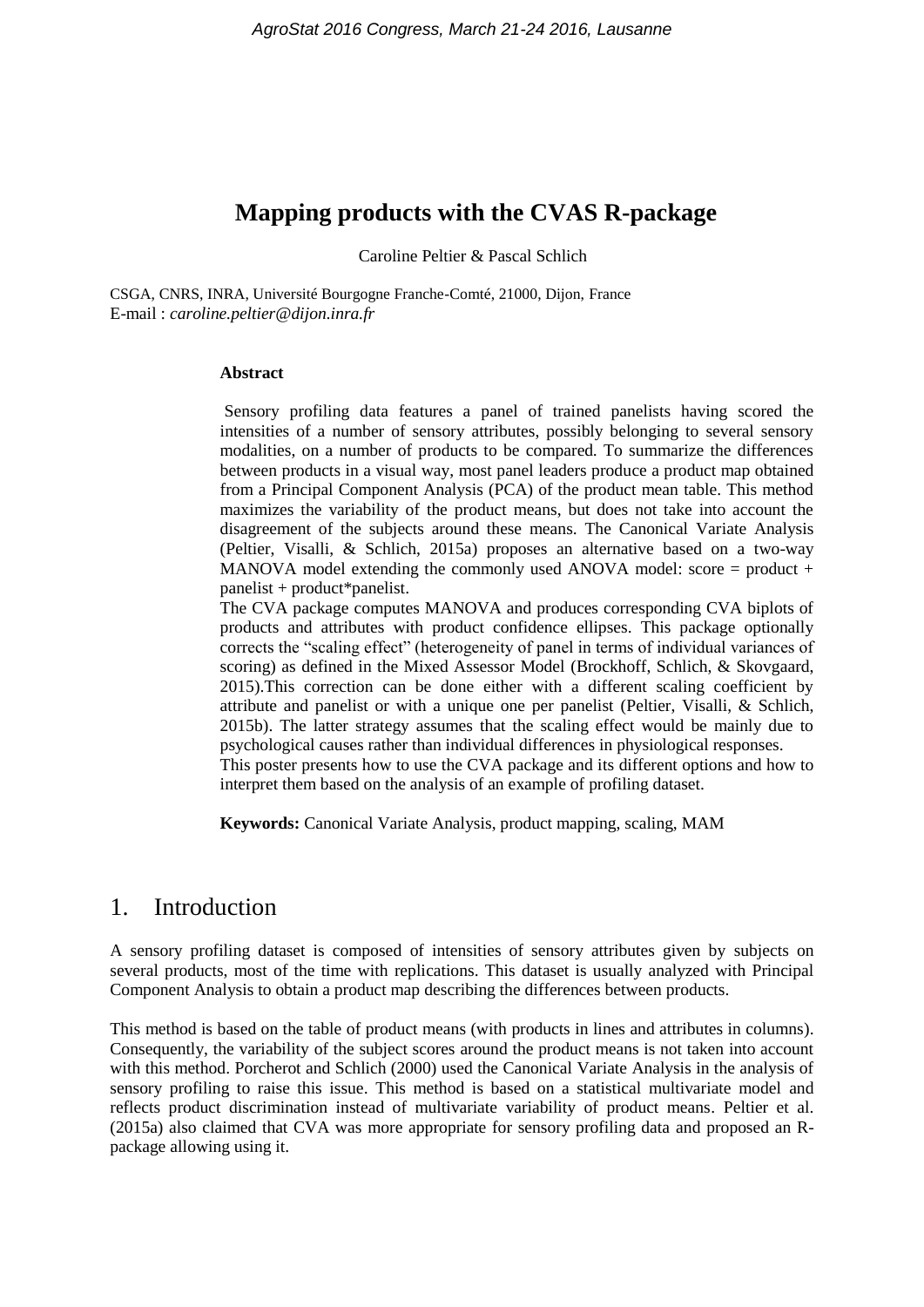# Mapping products with the CVAS R-package

Caroline Peltier & Pascal Schlich

CSGA, CNRS, INRA, Université Bourgogne Franche-Comté, 21000, Dijon, France
E-mail : *caroline.peltier@dijon.inra.fr*

**Abstract**

Sensory profiling data features a panel of trained panelists having scored the intensities of a number of sensory attributes, possibly belonging to several sensory modalities, on a number of products to be compared. To summarize the differences between products in a visual way, most panel leaders produce a product map obtained from a Principal Component Analysis (PCA) of the product mean table. This method maximizes the variability of the product means, but does not take into account the disagreement of the subjects around these means. The Canonical Variate Analysis (Peltier, Visalli, & Schlich, 2015a) proposes an alternative based on a two-way MANOVA model extending the commonly used ANOVA model: score = product + panelist + product*panelist.

The CVA package computes MANOVA and produces corresponding CVA biplots of products and attributes with product confidence ellipses. This package optionally corrects the "scaling effect" (heterogeneity of panel in terms of individual variances of scoring) as defined in the Mixed Assessor Model (Brockhoff, Schlich, & Skovgaard, 2015).This correction can be done either with a different scaling coefficient by attribute and panelist or with a unique one per panelist (Peltier, Visalli, & Schlich, 2015b). The latter strategy assumes that the scaling effect would be mainly due to psychological causes rather than individual differences in physiological responses.

This poster presents how to use the CVA package and its different options and how to interpret them based on the analysis of an example of profiling dataset.

**Keywords:** Canonical Variate Analysis, product mapping, scaling, MAM

## 1. Introduction

A sensory profiling dataset is composed of intensities of sensory attributes given by subjects on several products, most of the time with replications. This dataset is usually analyzed with Principal Component Analysis to obtain a product map describing the differences between products.

This method is based on the table of product means (with products in lines and attributes in columns). Consequently, the variability of the subject scores around the product means is not taken into account with this method. Porcherot and Schlich (2000) used the Canonical Variate Analysis in the analysis of sensory profiling to raise this issue. This method is based on a statistical multivariate model and reflects product discrimination instead of multivariate variability of product means. Peltier et al. (2015a) also claimed that CVA was more appropriate for sensory profiling data and proposed an R-package allowing using it.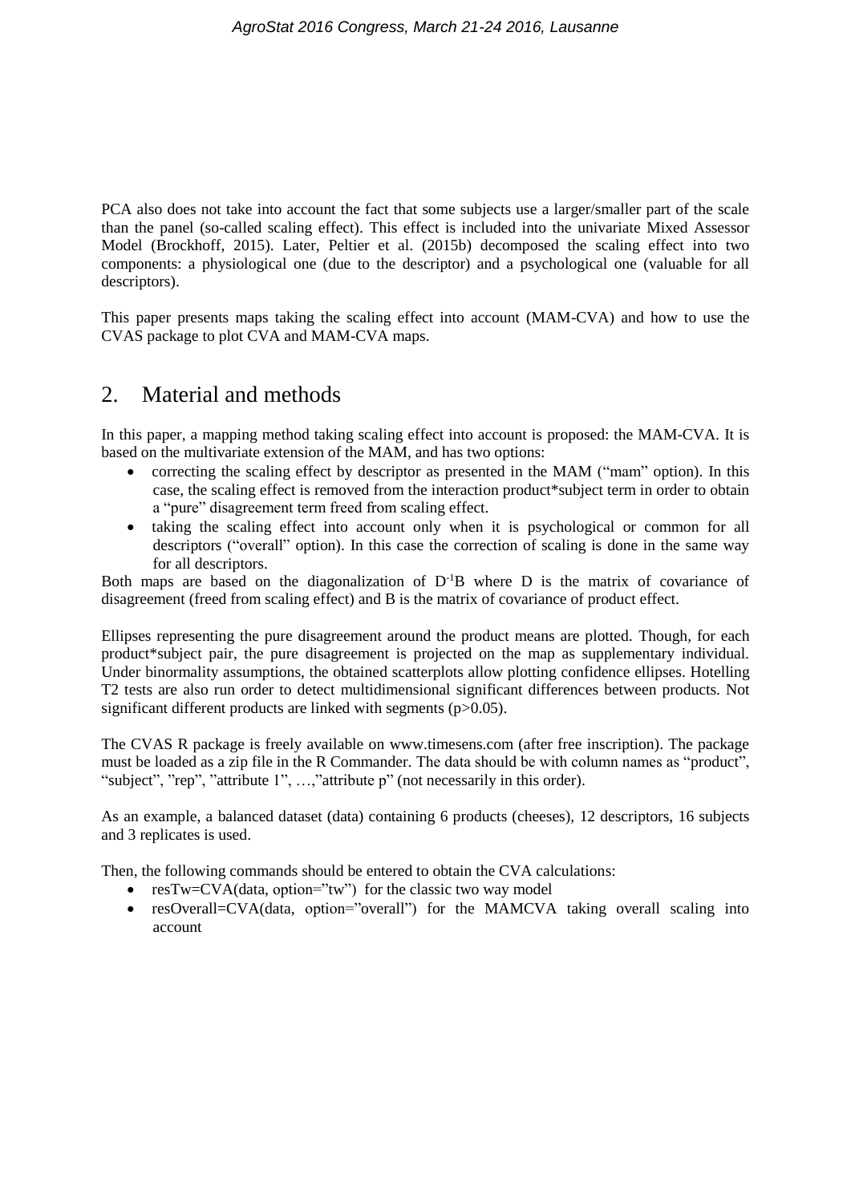PCA also does not take into account the fact that some subjects use a larger/smaller part of the scale than the panel (so-called scaling effect). This effect is included into the univariate Mixed Assessor Model (Brockhoff, 2015). Later, Peltier et al. (2015b) decomposed the scaling effect into two components: a physiological one (due to the descriptor) and a psychological one (valuable for all descriptors).

This paper presents maps taking the scaling effect into account (MAM-CVA) and how to use the CVAS package to plot CVA and MAM-CVA maps.

## 2. Material and methods

In this paper, a mapping method taking scaling effect into account is proposed: the MAM-CVA. It is based on the multivariate extension of the MAM, and has two options:

- correcting the scaling effect by descriptor as presented in the MAM ("mam" option). In this case, the scaling effect is removed from the interaction product*subject term in order to obtain a "pure" disagreement term freed from scaling effect.
- taking the scaling effect into account only when it is psychological or common for all descriptors ("overall" option). In this case the correction of scaling is done in the same way for all descriptors.

Both maps are based on the diagonalization of $D^{-1}B$ where D is the matrix of covariance of disagreement (freed from scaling effect) and B is the matrix of covariance of product effect.

Ellipses representing the pure disagreement around the product means are plotted. Though, for each product*subject pair, the pure disagreement is projected on the map as supplementary individual. Under binormality assumptions, the obtained scatterplots allow plotting confidence ellipses. Hotelling T2 tests are also run order to detect multidimensional significant differences between products. Not significant different products are linked with segments ($p>0.05$).

The CVAS R package is freely available on www.timesens.com (after free inscription). The package must be loaded as a zip file in the R Commander. The data should be with column names as "product", "subject", "rep", "attribute 1", …,"attribute p" (not necessarily in this order).

As an example, a balanced dataset (data) containing 6 products (cheeses), 12 descriptors, 16 subjects and 3 replicates is used.

Then, the following commands should be entered to obtain the CVA calculations:

- resTw=CVA(data, option="tw") for the classic two way model
- resOverall=CVA(data, option="overall") for the MAMCVA taking overall scaling into account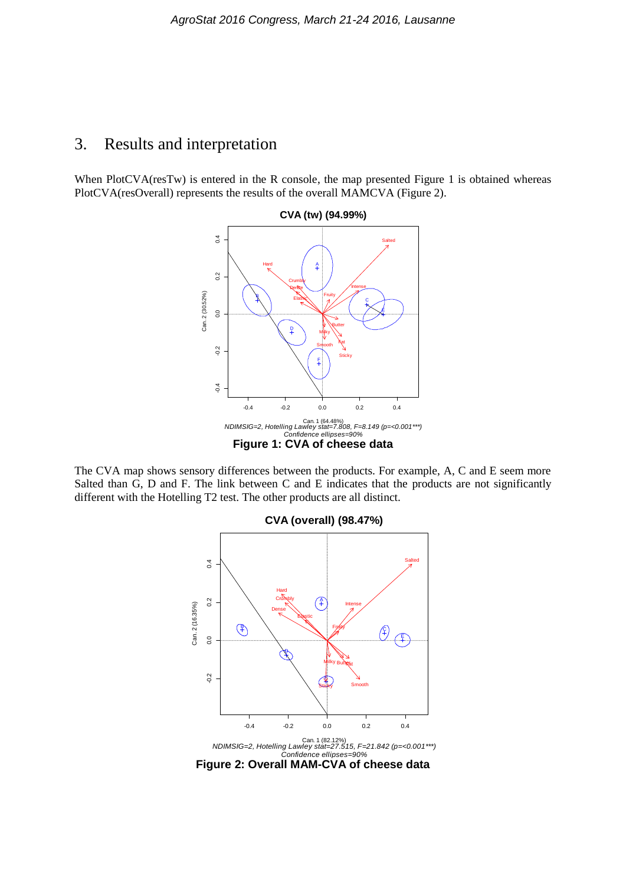## 3. Results and interpretation

When PlotCVA(resTw) is entered in the R console, the map presented Figure 1 is obtained whereas PlotCVA(resOverall) represents the results of the overall MAMCVA (Figure 2).

**Figure 1: CVA of cheese data**

The CVA map shows sensory differences between the products. For example, A, C and E seem more Salted than G, D and F. The link between C and E indicates that the products are not significantly different with the Hotelling T2 test. The other products are all distinct.

**Figure 2: Overall MAM-CVA of cheese data**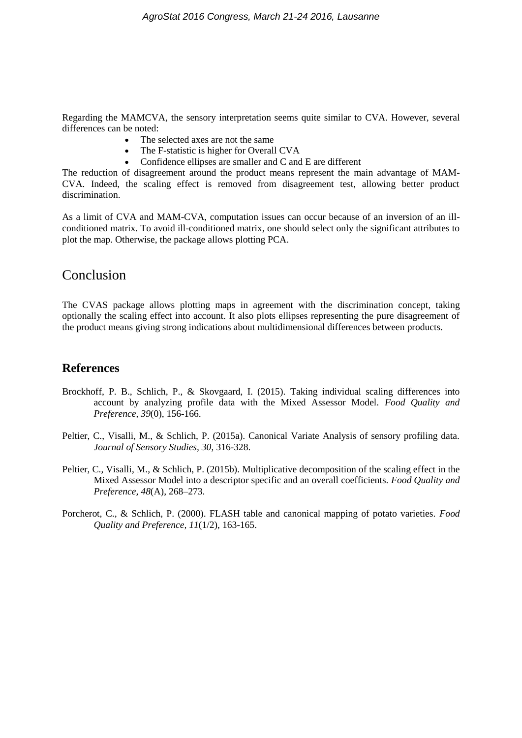Regarding the MAMCVA, the sensory interpretation seems quite similar to CVA. However, several differences can be noted:

- The selected axes are not the same
- The F-statistic is higher for Overall CVA
- Confidence ellipses are smaller and C and E are different

The reduction of disagreement around the product means represent the main advantage of MAM-CVA. Indeed, the scaling effect is removed from disagreement test, allowing better product discrimination.

As a limit of CVA and MAM-CVA, computation issues can occur because of an inversion of an ill-conditioned matrix. To avoid ill-conditioned matrix, one should select only the significant attributes to plot the map. Otherwise, the package allows plotting PCA.

## Conclusion

The CVAS package allows plotting maps in agreement with the discrimination concept, taking optionally the scaling effect into account. It also plots ellipses representing the pure disagreement of the product means giving strong indications about multidimensional differences between products.

## References

Brockhoff, P. B., Schlich, P., & Skovgaard, I. (2015). Taking individual scaling differences into account by analyzing profile data with the Mixed Assessor Model. *Food Quality and Preference, 39*(0), 156-166.

Peltier, C., Visalli, M., & Schlich, P. (2015a). Canonical Variate Analysis of sensory profiling data. *Journal of Sensory Studies, 30*, 316-328.

Peltier, C., Visalli, M., & Schlich, P. (2015b). Multiplicative decomposition of the scaling effect in the Mixed Assessor Model into a descriptor specific and an overall coefficients. *Food Quality and Preference, 48*(A), 268–273.

Porcherot, C., & Schlich, P. (2000). FLASH table and canonical mapping of potato varieties. *Food Quality and Preference, 11*(1/2), 163-165.